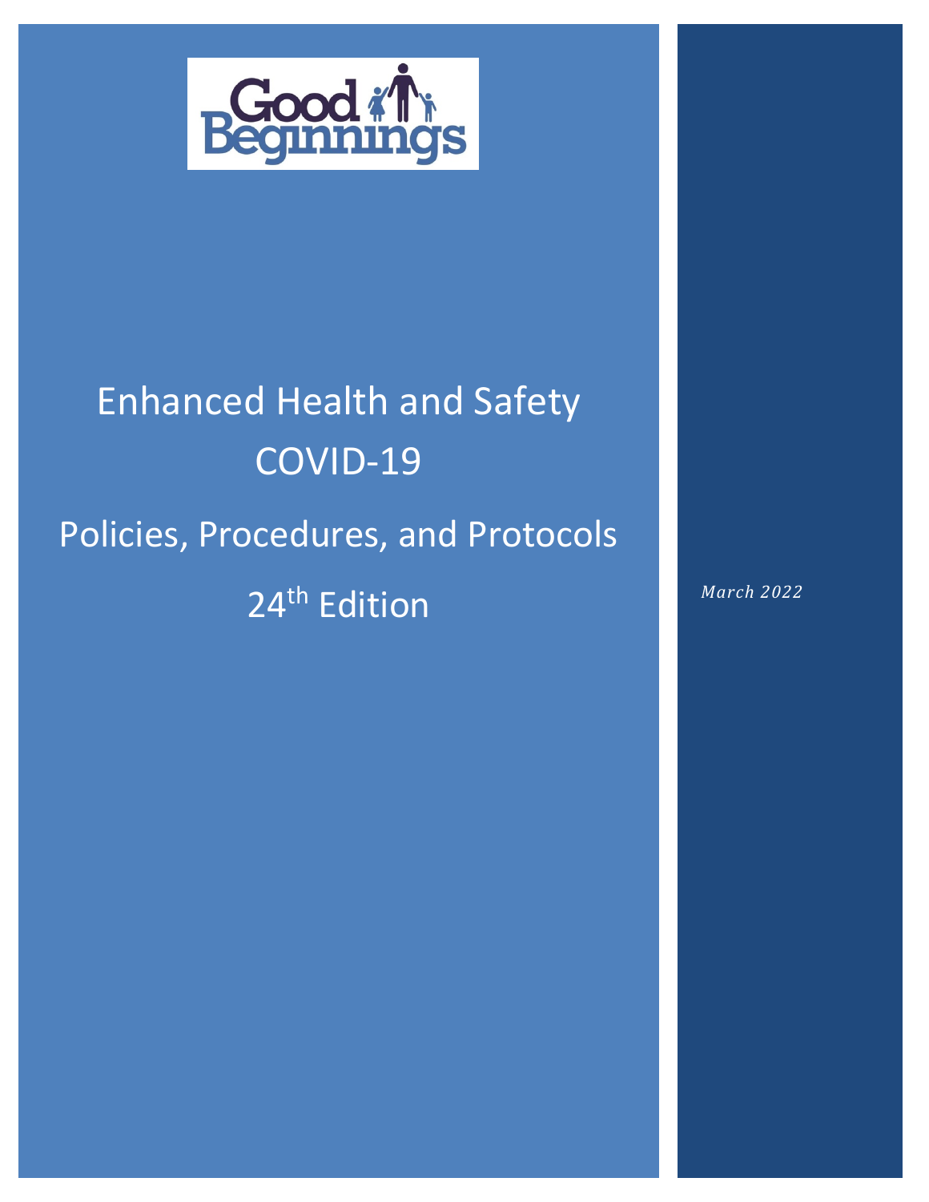Good Beginnings

# Enhanced Health and Safety COVID-19

## Policies, Procedures, and Protocols

## 24th Edition

*March 2022*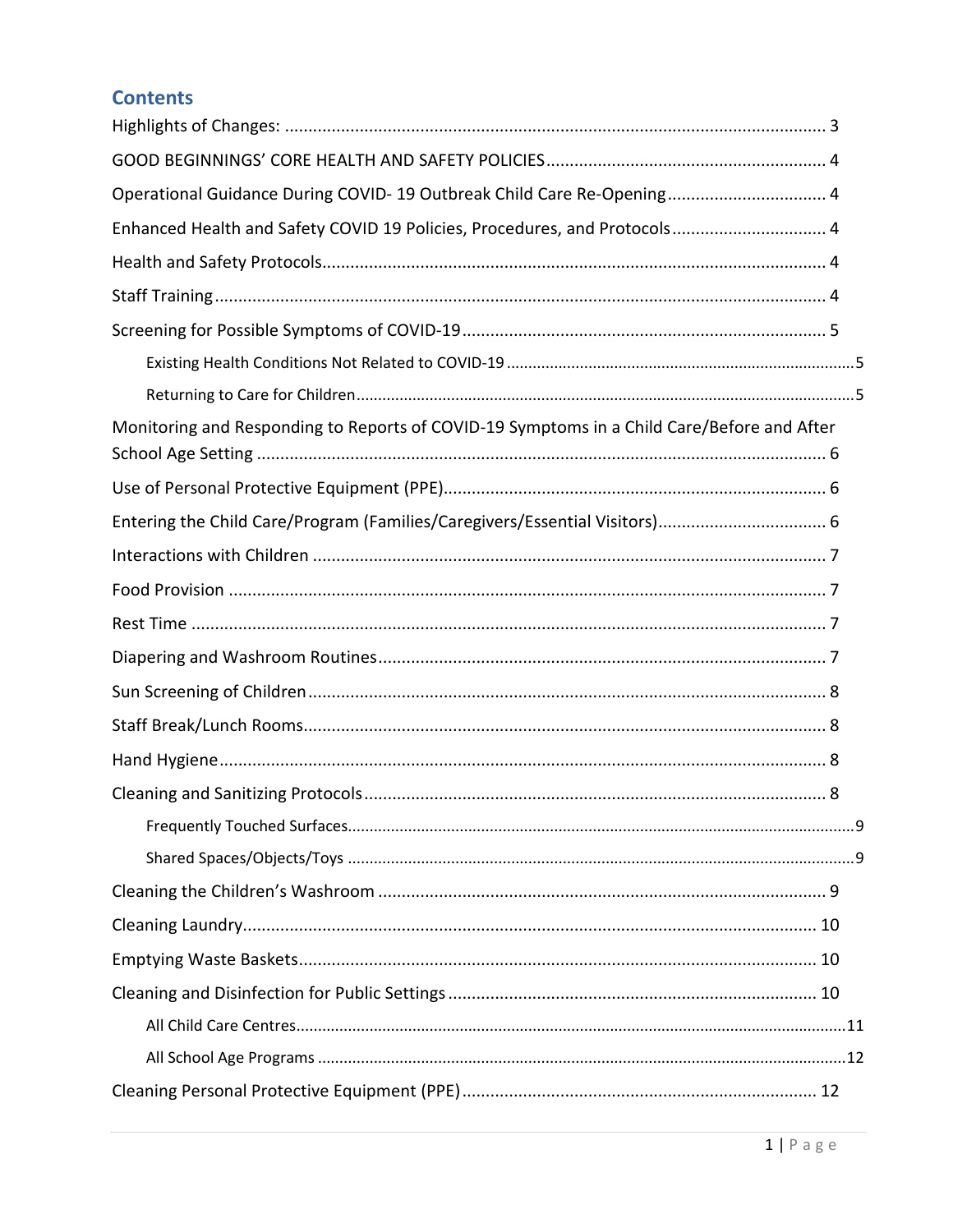## Contents

- Highlights of Changes: ... 3
- GOOD BEGINNINGS' CORE HEALTH AND SAFETY POLICIES ... 4
- Operational Guidance During COVID- 19 Outbreak Child Care Re-Opening ... 4
- Enhanced Health and Safety COVID 19 Policies, Procedures, and Protocols ... 4
- Health and Safety Protocols ... 4
- Staff Training ... 4
- Screening for Possible Symptoms of COVID-19 ... 5
  - Existing Health Conditions Not Related to COVID-19 ... 5
  - Returning to Care for Children ... 5
- Monitoring and Responding to Reports of COVID-19 Symptoms in a Child Care/Before and After School Age Setting ... 6
- Use of Personal Protective Equipment (PPE) ... 6
- Entering the Child Care/Program (Families/Caregivers/Essential Visitors) ... 6
- Interactions with Children ... 7
- Food Provision ... 7
- Rest Time ... 7
- Diapering and Washroom Routines ... 7
- Sun Screening of Children ... 8
- Staff Break/Lunch Rooms ... 8
- Hand Hygiene ... 8
- Cleaning and Sanitizing Protocols ... 8
  - Frequently Touched Surfaces ... 9
  - Shared Spaces/Objects/Toys ... 9
- Cleaning the Children's Washroom ... 9
- Cleaning Laundry ... 10
- Emptying Waste Baskets ... 10
- Cleaning and Disinfection for Public Settings ... 10
  - All Child Care Centres ... 11
  - All School Age Programs ... 12
- Cleaning Personal Protective Equipment (PPE) ... 12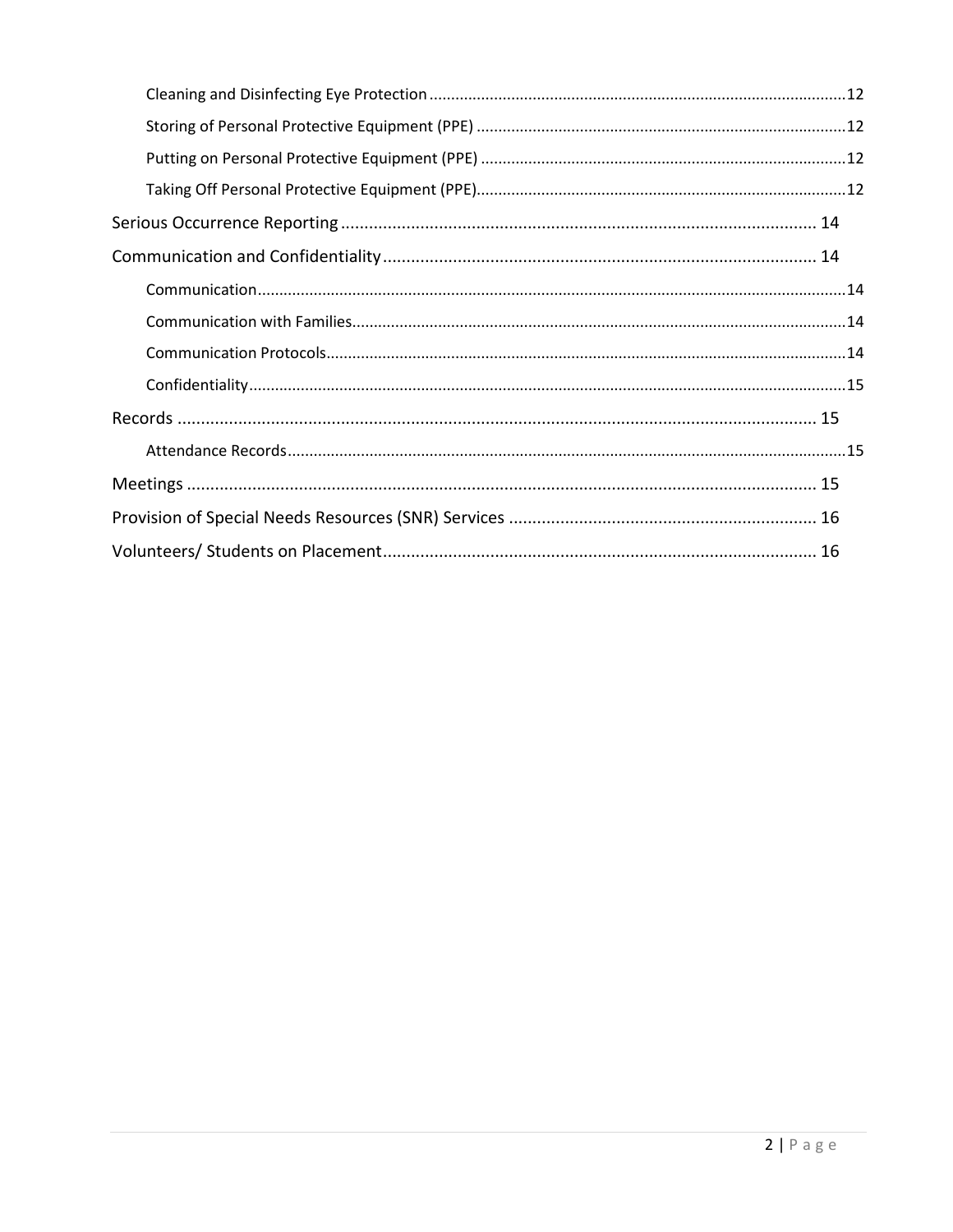- Cleaning and Disinfecting Eye Protection ..... 12
- Storing of Personal Protective Equipment (PPE) ..... 12
- Putting on Personal Protective Equipment (PPE) ..... 12
- Taking Off Personal Protective Equipment (PPE) ..... 12

Serious Occurrence Reporting ..... 14

Communication and Confidentiality ..... 14

- Communication ..... 14
- Communication with Families ..... 14
- Communication Protocols ..... 14
- Confidentiality ..... 15

Records ..... 15

- Attendance Records ..... 15

Meetings ..... 15

Provision of Special Needs Resources (SNR) Services ..... 16

Volunteers/ Students on Placement ..... 16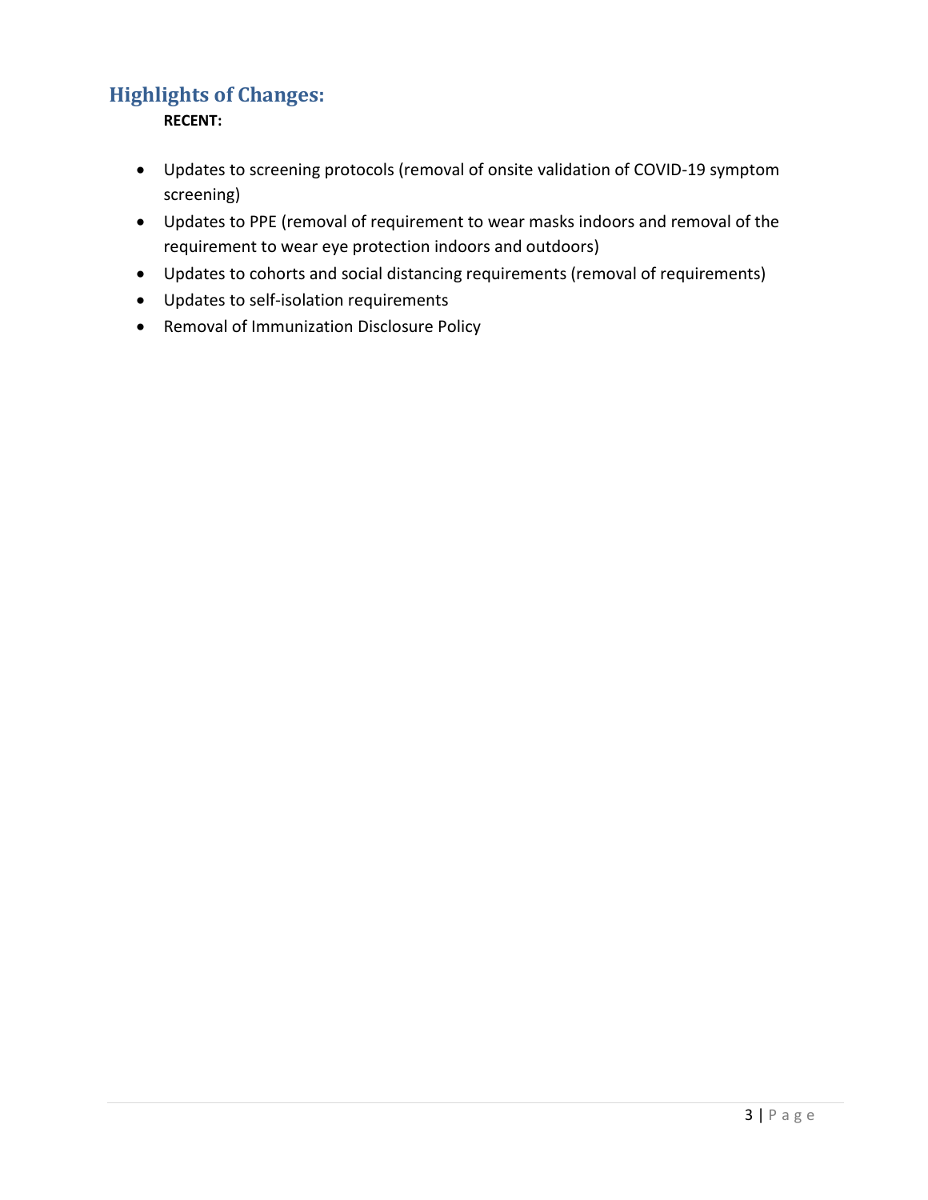## Highlights of Changes:

**RECENT:**

- Updates to screening protocols (removal of onsite validation of COVID-19 symptom screening)
- Updates to PPE (removal of requirement to wear masks indoors and removal of the requirement to wear eye protection indoors and outdoors)
- Updates to cohorts and social distancing requirements (removal of requirements)
- Updates to self-isolation requirements
- Removal of Immunization Disclosure Policy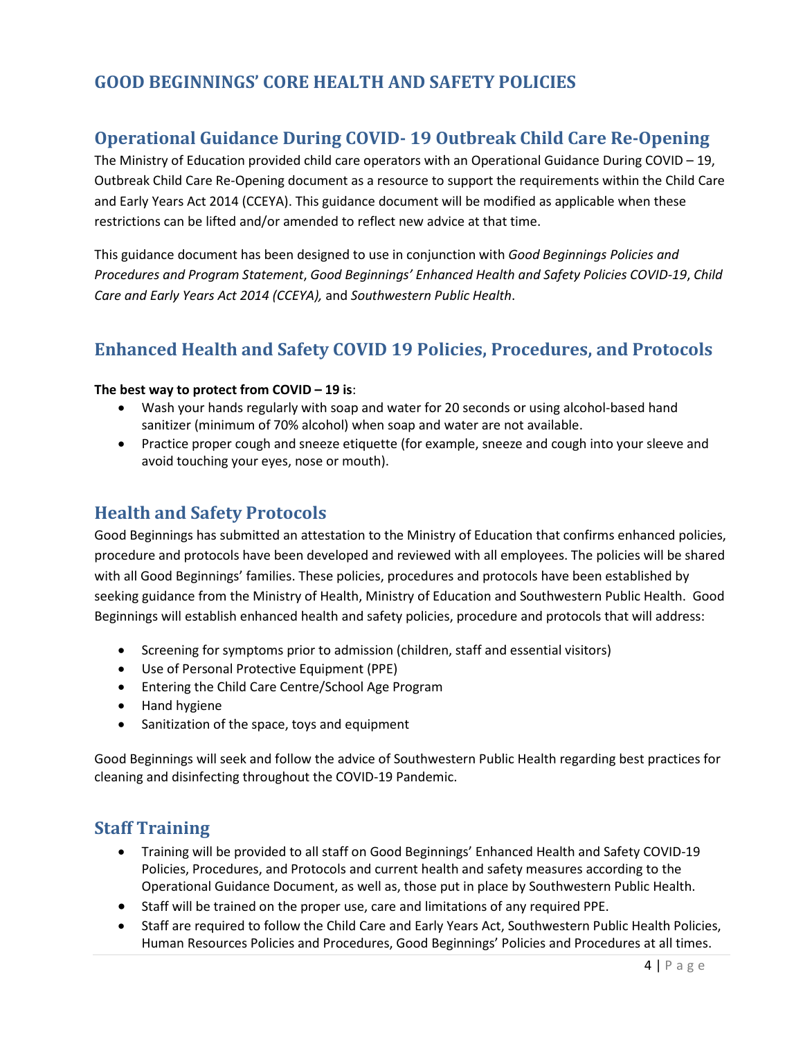# GOOD BEGINNINGS' CORE HEALTH AND SAFETY POLICIES

## Operational Guidance During COVID- 19 Outbreak Child Care Re-Opening

The Ministry of Education provided child care operators with an Operational Guidance During COVID – 19, Outbreak Child Care Re-Opening document as a resource to support the requirements within the Child Care and Early Years Act 2014 (CCEYA). This guidance document will be modified as applicable when these restrictions can be lifted and/or amended to reflect new advice at that time.

This guidance document has been designed to use in conjunction with *Good Beginnings Policies and Procedures and Program Statement*, *Good Beginnings' Enhanced Health and Safety Policies COVID-19*, *Child Care and Early Years Act 2014 (CCEYA),* and *Southwestern Public Health*.

## Enhanced Health and Safety COVID 19 Policies, Procedures, and Protocols

**The best way to protect from COVID – 19 is**:

- Wash your hands regularly with soap and water for 20 seconds or using alcohol-based hand sanitizer (minimum of 70% alcohol) when soap and water are not available.
- Practice proper cough and sneeze etiquette (for example, sneeze and cough into your sleeve and avoid touching your eyes, nose or mouth).

## Health and Safety Protocols

Good Beginnings has submitted an attestation to the Ministry of Education that confirms enhanced policies, procedure and protocols have been developed and reviewed with all employees. The policies will be shared with all Good Beginnings' families. These policies, procedures and protocols have been established by seeking guidance from the Ministry of Health, Ministry of Education and Southwestern Public Health. Good Beginnings will establish enhanced health and safety policies, procedure and protocols that will address:

- Screening for symptoms prior to admission (children, staff and essential visitors)
- Use of Personal Protective Equipment (PPE)
- Entering the Child Care Centre/School Age Program
- Hand hygiene
- Sanitization of the space, toys and equipment

Good Beginnings will seek and follow the advice of Southwestern Public Health regarding best practices for cleaning and disinfecting throughout the COVID-19 Pandemic.

## Staff Training

- Training will be provided to all staff on Good Beginnings' Enhanced Health and Safety COVID-19 Policies, Procedures, and Protocols and current health and safety measures according to the Operational Guidance Document, as well as, those put in place by Southwestern Public Health.
- Staff will be trained on the proper use, care and limitations of any required PPE.
- Staff are required to follow the Child Care and Early Years Act, Southwestern Public Health Policies, Human Resources Policies and Procedures, Good Beginnings' Policies and Procedures at all times.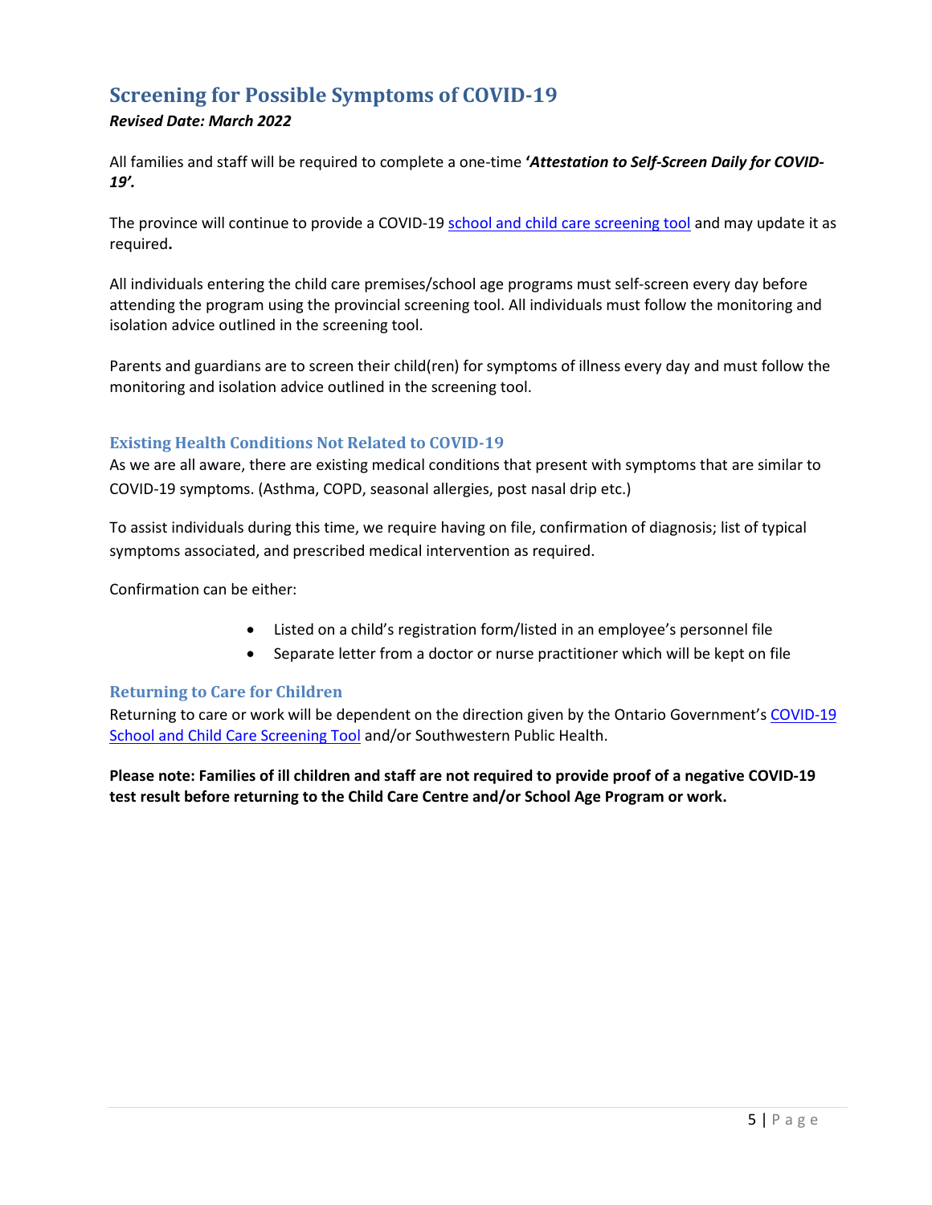## Screening for Possible Symptoms of COVID-19

***Revised Date: March 2022***

All families and staff will be required to complete a one-time **'*Attestation to Self-Screen Daily for COVID-19'.***

The province will continue to provide a COVID-19 [school and child care screening tool]() and may update it as required**.**

All individuals entering the child care premises/school age programs must self-screen every day before attending the program using the provincial screening tool. All individuals must follow the monitoring and isolation advice outlined in the screening tool.

Parents and guardians are to screen their child(ren) for symptoms of illness every day and must follow the monitoring and isolation advice outlined in the screening tool.

### Existing Health Conditions Not Related to COVID-19

As we are all aware, there are existing medical conditions that present with symptoms that are similar to COVID-19 symptoms. (Asthma, COPD, seasonal allergies, post nasal drip etc.)

To assist individuals during this time, we require having on file, confirmation of diagnosis; list of typical symptoms associated, and prescribed medical intervention as required.

Confirmation can be either:

- Listed on a child's registration form/listed in an employee's personnel file
- Separate letter from a doctor or nurse practitioner which will be kept on file

### Returning to Care for Children

Returning to care or work will be dependent on the direction given by the Ontario Government's [COVID-19 School and Child Care Screening Tool]() and/or Southwestern Public Health.

**Please note: Families of ill children and staff are not required to provide proof of a negative COVID-19 test result before returning to the Child Care Centre and/or School Age Program or work.**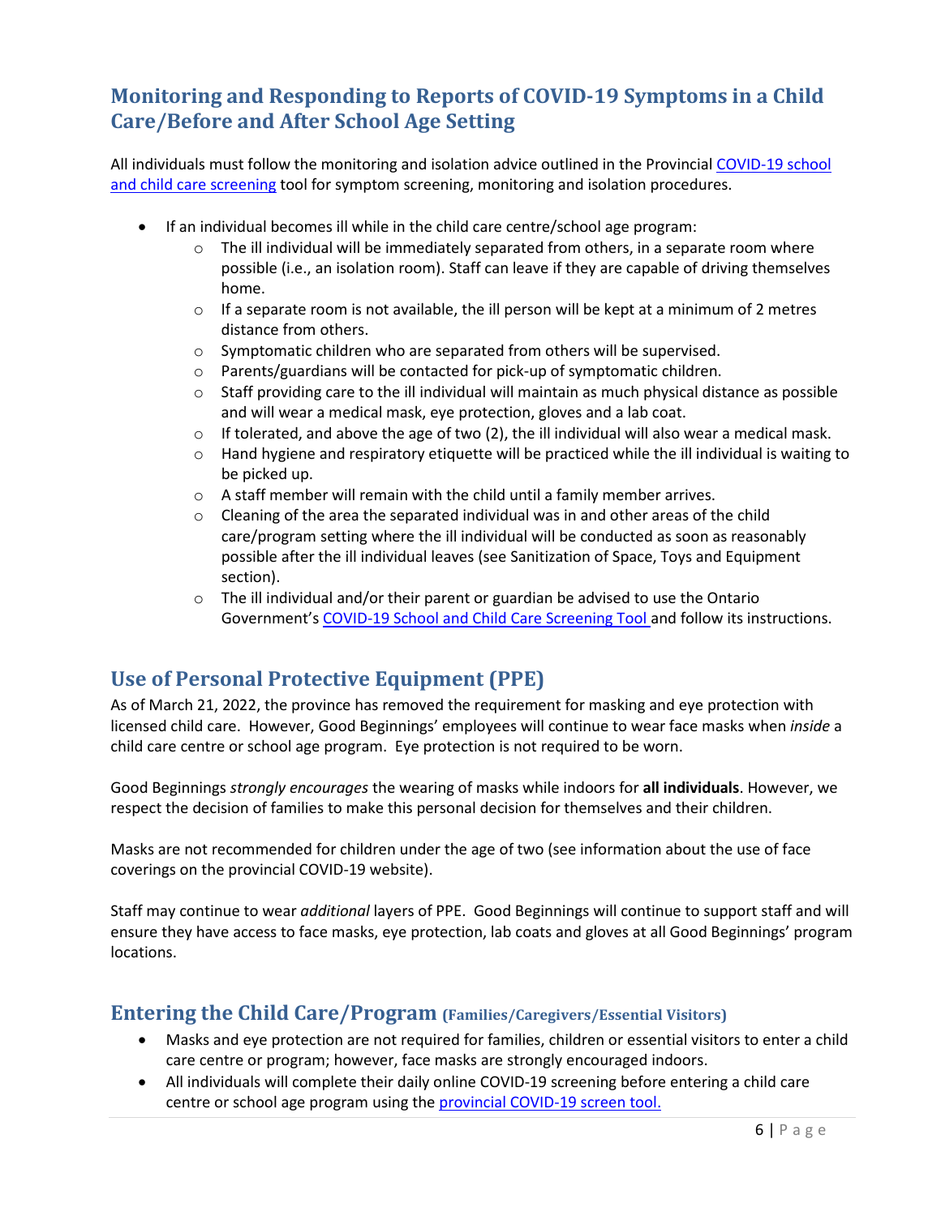## Monitoring and Responding to Reports of COVID-19 Symptoms in a Child Care/Before and After School Age Setting

All individuals must follow the monitoring and isolation advice outlined in the Provincial COVID-19 school and child care screening tool for symptom screening, monitoring and isolation procedures.

- If an individual becomes ill while in the child care centre/school age program:
  - The ill individual will be immediately separated from others, in a separate room where possible (i.e., an isolation room). Staff can leave if they are capable of driving themselves home.
  - If a separate room is not available, the ill person will be kept at a minimum of 2 metres distance from others.
  - Symptomatic children who are separated from others will be supervised.
  - Parents/guardians will be contacted for pick-up of symptomatic children.
  - Staff providing care to the ill individual will maintain as much physical distance as possible and will wear a medical mask, eye protection, gloves and a lab coat.
  - If tolerated, and above the age of two (2), the ill individual will also wear a medical mask.
  - Hand hygiene and respiratory etiquette will be practiced while the ill individual is waiting to be picked up.
  - A staff member will remain with the child until a family member arrives.
  - Cleaning of the area the separated individual was in and other areas of the child care/program setting where the ill individual will be conducted as soon as reasonably possible after the ill individual leaves (see Sanitization of Space, Toys and Equipment section).
  - The ill individual and/or their parent or guardian be advised to use the Ontario Government's COVID-19 School and Child Care Screening Tool and follow its instructions.

## Use of Personal Protective Equipment (PPE)

As of March 21, 2022, the province has removed the requirement for masking and eye protection with licensed child care. However, Good Beginnings' employees will continue to wear face masks when *inside* a child care centre or school age program. Eye protection is not required to be worn.

Good Beginnings *strongly encourages* the wearing of masks while indoors for **all individuals**. However, we respect the decision of families to make this personal decision for themselves and their children.

Masks are not recommended for children under the age of two (see information about the use of face coverings on the provincial COVID-19 website).

Staff may continue to wear *additional* layers of PPE. Good Beginnings will continue to support staff and will ensure they have access to face masks, eye protection, lab coats and gloves at all Good Beginnings' program locations.

## Entering the Child Care/Program (Families/Caregivers/Essential Visitors)

- Masks and eye protection are not required for families, children or essential visitors to enter a child care centre or program; however, face masks are strongly encouraged indoors.
- All individuals will complete their daily online COVID-19 screening before entering a child care centre or school age program using the provincial COVID-19 screen tool.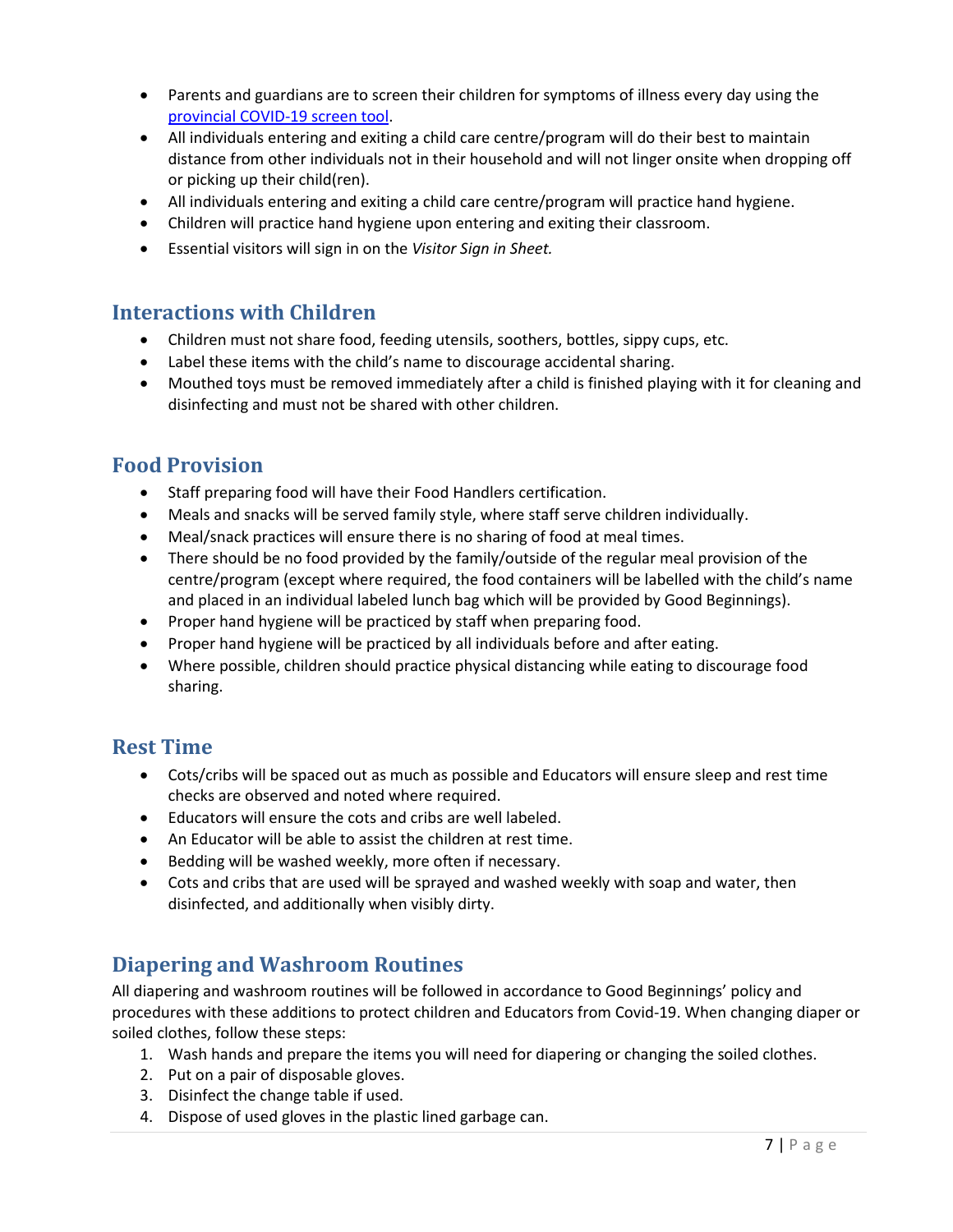- Parents and guardians are to screen their children for symptoms of illness every day using the [provincial COVID-19 screen tool](provincial COVID-19 screen tool).
- All individuals entering and exiting a child care centre/program will do their best to maintain distance from other individuals not in their household and will not linger onsite when dropping off or picking up their child(ren).
- All individuals entering and exiting a child care centre/program will practice hand hygiene.
- Children will practice hand hygiene upon entering and exiting their classroom.
- Essential visitors will sign in on the *Visitor Sign in Sheet.*

## Interactions with Children

- Children must not share food, feeding utensils, soothers, bottles, sippy cups, etc.
- Label these items with the child's name to discourage accidental sharing.
- Mouthed toys must be removed immediately after a child is finished playing with it for cleaning and disinfecting and must not be shared with other children.

## Food Provision

- Staff preparing food will have their Food Handlers certification.
- Meals and snacks will be served family style, where staff serve children individually.
- Meal/snack practices will ensure there is no sharing of food at meal times.
- There should be no food provided by the family/outside of the regular meal provision of the centre/program (except where required, the food containers will be labelled with the child's name and placed in an individual labeled lunch bag which will be provided by Good Beginnings).
- Proper hand hygiene will be practiced by staff when preparing food.
- Proper hand hygiene will be practiced by all individuals before and after eating.
- Where possible, children should practice physical distancing while eating to discourage food sharing.

## Rest Time

- Cots/cribs will be spaced out as much as possible and Educators will ensure sleep and rest time checks are observed and noted where required.
- Educators will ensure the cots and cribs are well labeled.
- An Educator will be able to assist the children at rest time.
- Bedding will be washed weekly, more often if necessary.
- Cots and cribs that are used will be sprayed and washed weekly with soap and water, then disinfected, and additionally when visibly dirty.

## Diapering and Washroom Routines

All diapering and washroom routines will be followed in accordance to Good Beginnings' policy and procedures with these additions to protect children and Educators from Covid-19. When changing diaper or soiled clothes, follow these steps:

1. Wash hands and prepare the items you will need for diapering or changing the soiled clothes.
2. Put on a pair of disposable gloves.
3. Disinfect the change table if used.
4. Dispose of used gloves in the plastic lined garbage can.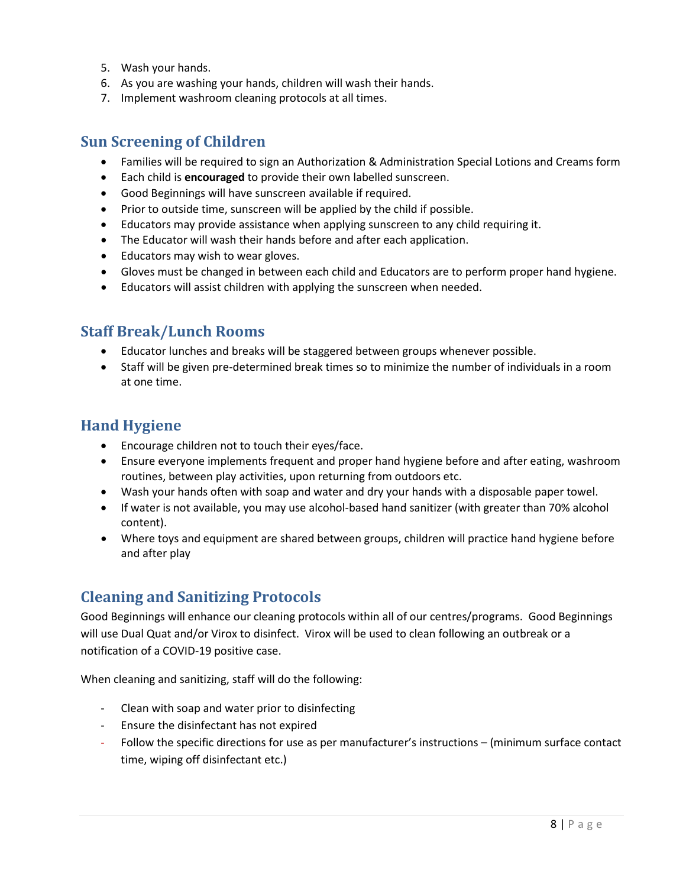5. Wash your hands.
6. As you are washing your hands, children will wash their hands.
7. Implement washroom cleaning protocols at all times.

## Sun Screening of Children

- Families will be required to sign an Authorization & Administration Special Lotions and Creams form
- Each child is **encouraged** to provide their own labelled sunscreen.
- Good Beginnings will have sunscreen available if required.
- Prior to outside time, sunscreen will be applied by the child if possible.
- Educators may provide assistance when applying sunscreen to any child requiring it.
- The Educator will wash their hands before and after each application.
- Educators may wish to wear gloves.
- Gloves must be changed in between each child and Educators are to perform proper hand hygiene.
- Educators will assist children with applying the sunscreen when needed.

## Staff Break/Lunch Rooms

- Educator lunches and breaks will be staggered between groups whenever possible.
- Staff will be given pre-determined break times so to minimize the number of individuals in a room at one time.

## Hand Hygiene

- Encourage children not to touch their eyes/face.
- Ensure everyone implements frequent and proper hand hygiene before and after eating, washroom routines, between play activities, upon returning from outdoors etc.
- Wash your hands often with soap and water and dry your hands with a disposable paper towel.
- If water is not available, you may use alcohol-based hand sanitizer (with greater than 70% alcohol content).
- Where toys and equipment are shared between groups, children will practice hand hygiene before and after play

## Cleaning and Sanitizing Protocols

Good Beginnings will enhance our cleaning protocols within all of our centres/programs. Good Beginnings will use Dual Quat and/or Virox to disinfect. Virox will be used to clean following an outbreak or a notification of a COVID-19 positive case.

When cleaning and sanitizing, staff will do the following:

- Clean with soap and water prior to disinfecting
- Ensure the disinfectant has not expired
- Follow the specific directions for use as per manufacturer's instructions – (minimum surface contact time, wiping off disinfectant etc.)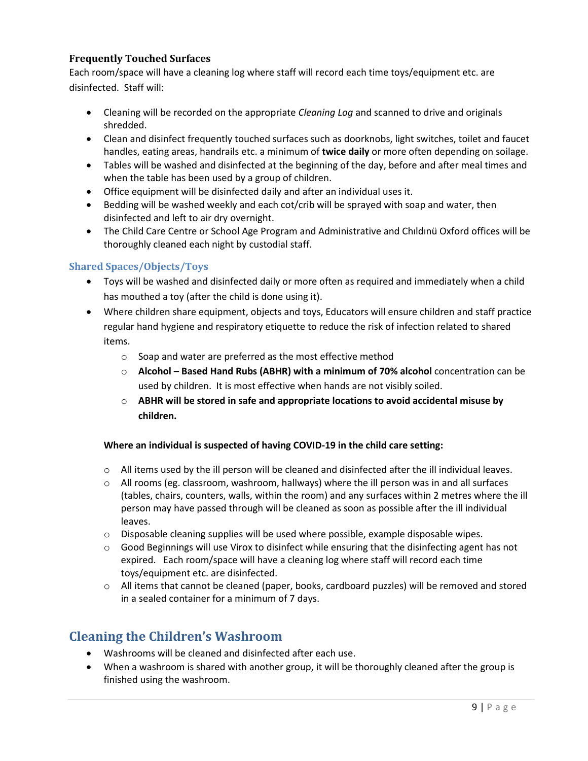### Frequently Touched Surfaces

Each room/space will have a cleaning log where staff will record each time toys/equipment etc. are disinfected. Staff will:

- Cleaning will be recorded on the appropriate *Cleaning Log* and scanned to drive and originals shredded.
- Clean and disinfect frequently touched surfaces such as doorknobs, light switches, toilet and faucet handles, eating areas, handrails etc. a minimum of **twice daily** or more often depending on soilage.
- Tables will be washed and disinfected at the beginning of the day, before and after meal times and when the table has been used by a group of children.
- Office equipment will be disinfected daily and after an individual uses it.
- Bedding will be washed weekly and each cot/crib will be sprayed with soap and water, then disinfected and left to air dry overnight.
- The Child Care Centre or School Age Program and Administrative and Chıldınü Oxford offices will be thoroughly cleaned each night by custodial staff.

### Shared Spaces/Objects/Toys

- Toys will be washed and disinfected daily or more often as required and immediately when a child has mouthed a toy (after the child is done using it).
- Where children share equipment, objects and toys, Educators will ensure children and staff practice regular hand hygiene and respiratory etiquette to reduce the risk of infection related to shared items.
  - Soap and water are preferred as the most effective method
  - **Alcohol – Based Hand Rubs (ABHR) with a minimum of 70% alcohol** concentration can be used by children. It is most effective when hands are not visibly soiled.
  - **ABHR will be stored in safe and appropriate locations to avoid accidental misuse by children.**

**Where an individual is suspected of having COVID-19 in the child care setting:**

- All items used by the ill person will be cleaned and disinfected after the ill individual leaves.
- All rooms (eg. classroom, washroom, hallways) where the ill person was in and all surfaces (tables, chairs, counters, walls, within the room) and any surfaces within 2 metres where the ill person may have passed through will be cleaned as soon as possible after the ill individual leaves.
- Disposable cleaning supplies will be used where possible, example disposable wipes.
- Good Beginnings will use Virox to disinfect while ensuring that the disinfecting agent has not expired. Each room/space will have a cleaning log where staff will record each time toys/equipment etc. are disinfected.
- All items that cannot be cleaned (paper, books, cardboard puzzles) will be removed and stored in a sealed container for a minimum of 7 days.

## Cleaning the Children's Washroom

- Washrooms will be cleaned and disinfected after each use.
- When a washroom is shared with another group, it will be thoroughly cleaned after the group is finished using the washroom.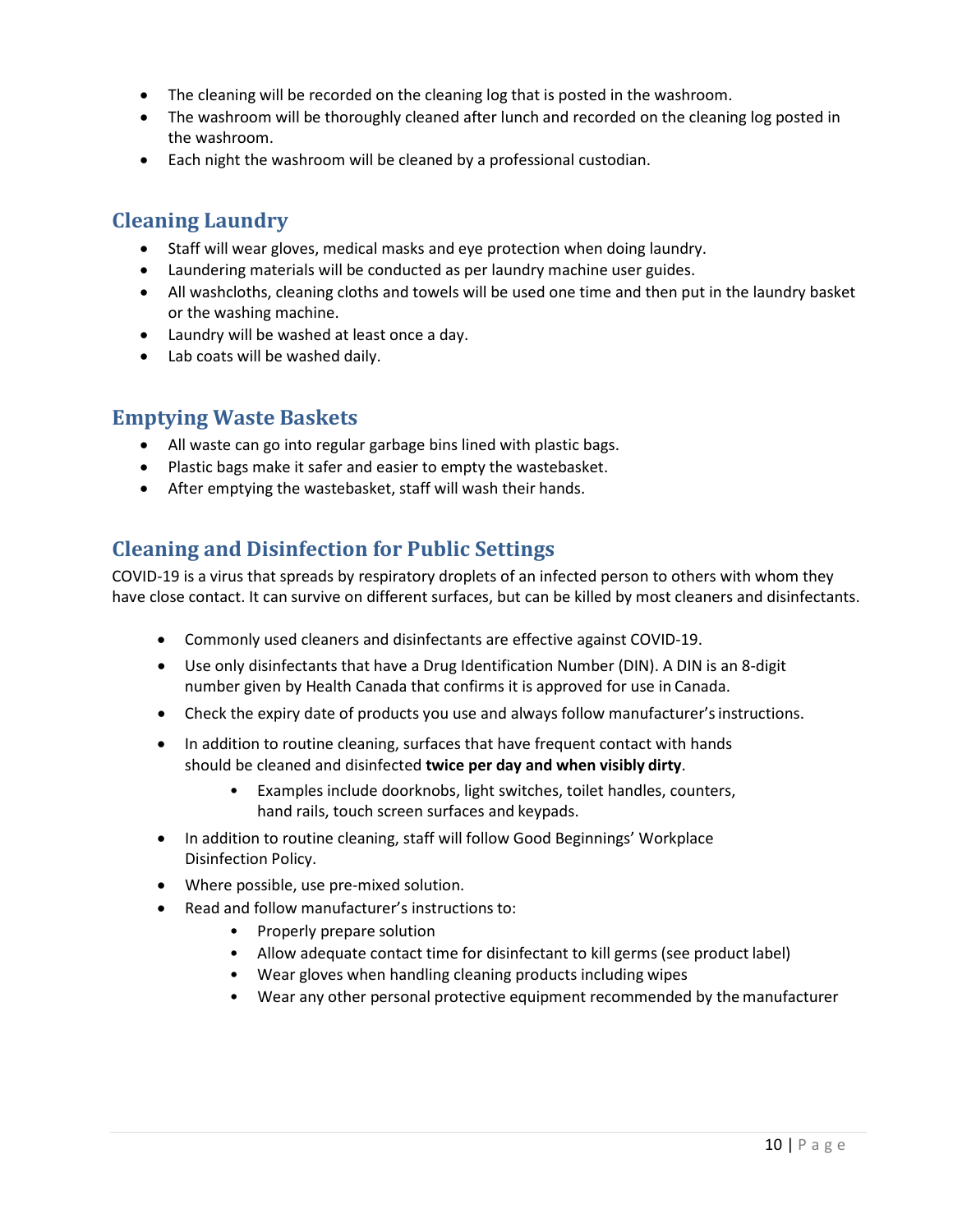- The cleaning will be recorded on the cleaning log that is posted in the washroom.
- The washroom will be thoroughly cleaned after lunch and recorded on the cleaning log posted in the washroom.
- Each night the washroom will be cleaned by a professional custodian.

## Cleaning Laundry

- Staff will wear gloves, medical masks and eye protection when doing laundry.
- Laundering materials will be conducted as per laundry machine user guides.
- All washcloths, cleaning cloths and towels will be used one time and then put in the laundry basket or the washing machine.
- Laundry will be washed at least once a day.
- Lab coats will be washed daily.

## Emptying Waste Baskets

- All waste can go into regular garbage bins lined with plastic bags.
- Plastic bags make it safer and easier to empty the wastebasket.
- After emptying the wastebasket, staff will wash their hands.

## Cleaning and Disinfection for Public Settings

COVID-19 is a virus that spreads by respiratory droplets of an infected person to others with whom they have close contact. It can survive on different surfaces, but can be killed by most cleaners and disinfectants.

- Commonly used cleaners and disinfectants are effective against COVID-19.
- Use only disinfectants that have a Drug Identification Number (DIN). A DIN is an 8-digit number given by Health Canada that confirms it is approved for use in Canada.
- Check the expiry date of products you use and always follow manufacturer's instructions.
- In addition to routine cleaning, surfaces that have frequent contact with hands should be cleaned and disinfected **twice per day and when visibly dirty**.
  - Examples include doorknobs, light switches, toilet handles, counters, hand rails, touch screen surfaces and keypads.
- In addition to routine cleaning, staff will follow Good Beginnings' Workplace Disinfection Policy.
- Where possible, use pre-mixed solution.
- Read and follow manufacturer's instructions to:
  - Properly prepare solution
  - Allow adequate contact time for disinfectant to kill germs (see product label)
  - Wear gloves when handling cleaning products including wipes
  - Wear any other personal protective equipment recommended by the manufacturer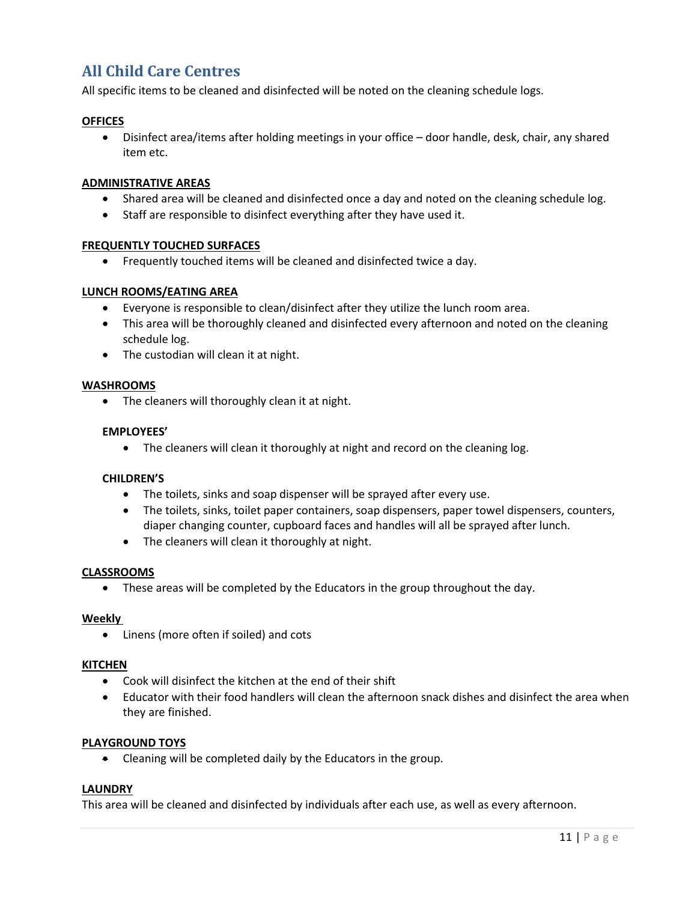## All Child Care Centres

All specific items to be cleaned and disinfected will be noted on the cleaning schedule logs.

**OFFICES**

- Disinfect area/items after holding meetings in your office – door handle, desk, chair, any shared item etc.

**ADMINISTRATIVE AREAS**

- Shared area will be cleaned and disinfected once a day and noted on the cleaning schedule log.
- Staff are responsible to disinfect everything after they have used it.

**FREQUENTLY TOUCHED SURFACES**

- Frequently touched items will be cleaned and disinfected twice a day.

**LUNCH ROOMS/EATING AREA**

- Everyone is responsible to clean/disinfect after they utilize the lunch room area.
- This area will be thoroughly cleaned and disinfected every afternoon and noted on the cleaning schedule log.
- The custodian will clean it at night.

**WASHROOMS**

- The cleaners will thoroughly clean it at night.

**EMPLOYEES'**

- The cleaners will clean it thoroughly at night and record on the cleaning log.

**CHILDREN'S**

- The toilets, sinks and soap dispenser will be sprayed after every use.
- The toilets, sinks, toilet paper containers, soap dispensers, paper towel dispensers, counters, diaper changing counter, cupboard faces and handles will all be sprayed after lunch.
- The cleaners will clean it thoroughly at night.

**CLASSROOMS**

- These areas will be completed by the Educators in the group throughout the day.

**Weekly**

- Linens (more often if soiled) and cots

**KITCHEN**

- Cook will disinfect the kitchen at the end of their shift
- Educator with their food handlers will clean the afternoon snack dishes and disinfect the area when they are finished.

**PLAYGROUND TOYS**

- Cleaning will be completed daily by the Educators in the group.

**LAUNDRY**

This area will be cleaned and disinfected by individuals after each use, as well as every afternoon.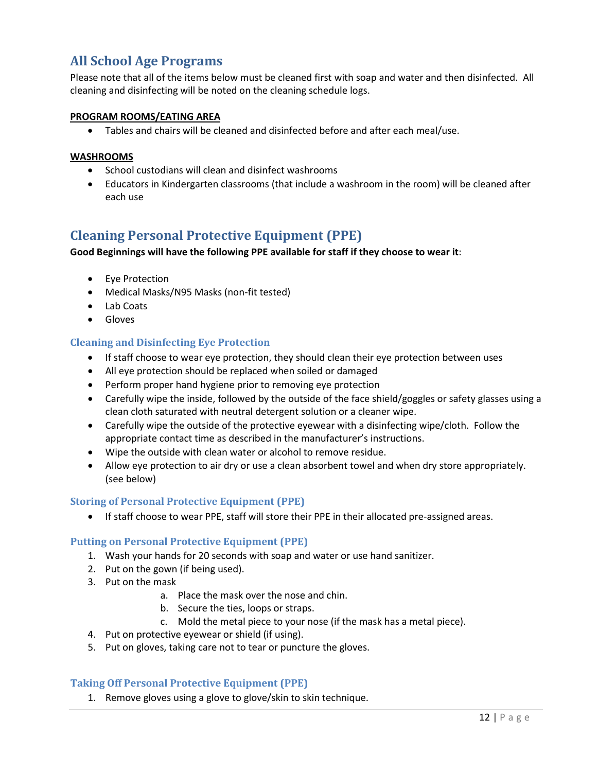## All School Age Programs

Please note that all of the items below must be cleaned first with soap and water and then disinfected. All cleaning and disinfecting will be noted on the cleaning schedule logs.

**PROGRAM ROOMS/EATING AREA**

- Tables and chairs will be cleaned and disinfected before and after each meal/use.

**WASHROOMS**

- School custodians will clean and disinfect washrooms
- Educators in Kindergarten classrooms (that include a washroom in the room) will be cleaned after each use

## Cleaning Personal Protective Equipment (PPE)

**Good Beginnings will have the following PPE available for staff if they choose to wear it**:

- Eye Protection
- Medical Masks/N95 Masks (non-fit tested)
- Lab Coats
- Gloves

### Cleaning and Disinfecting Eye Protection

- If staff choose to wear eye protection, they should clean their eye protection between uses
- All eye protection should be replaced when soiled or damaged
- Perform proper hand hygiene prior to removing eye protection
- Carefully wipe the inside, followed by the outside of the face shield/goggles or safety glasses using a clean cloth saturated with neutral detergent solution or a cleaner wipe.
- Carefully wipe the outside of the protective eyewear with a disinfecting wipe/cloth. Follow the appropriate contact time as described in the manufacturer's instructions.
- Wipe the outside with clean water or alcohol to remove residue.
- Allow eye protection to air dry or use a clean absorbent towel and when dry store appropriately. (see below)

### Storing of Personal Protective Equipment (PPE)

- If staff choose to wear PPE, staff will store their PPE in their allocated pre-assigned areas.

### Putting on Personal Protective Equipment (PPE)

1. Wash your hands for 20 seconds with soap and water or use hand sanitizer.
2. Put on the gown (if being used).
3. Put on the mask
   a. Place the mask over the nose and chin.
   b. Secure the ties, loops or straps.
   c. Mold the metal piece to your nose (if the mask has a metal piece).
4. Put on protective eyewear or shield (if using).
5. Put on gloves, taking care not to tear or puncture the gloves.

### Taking Off Personal Protective Equipment (PPE)

1. Remove gloves using a glove to glove/skin to skin technique.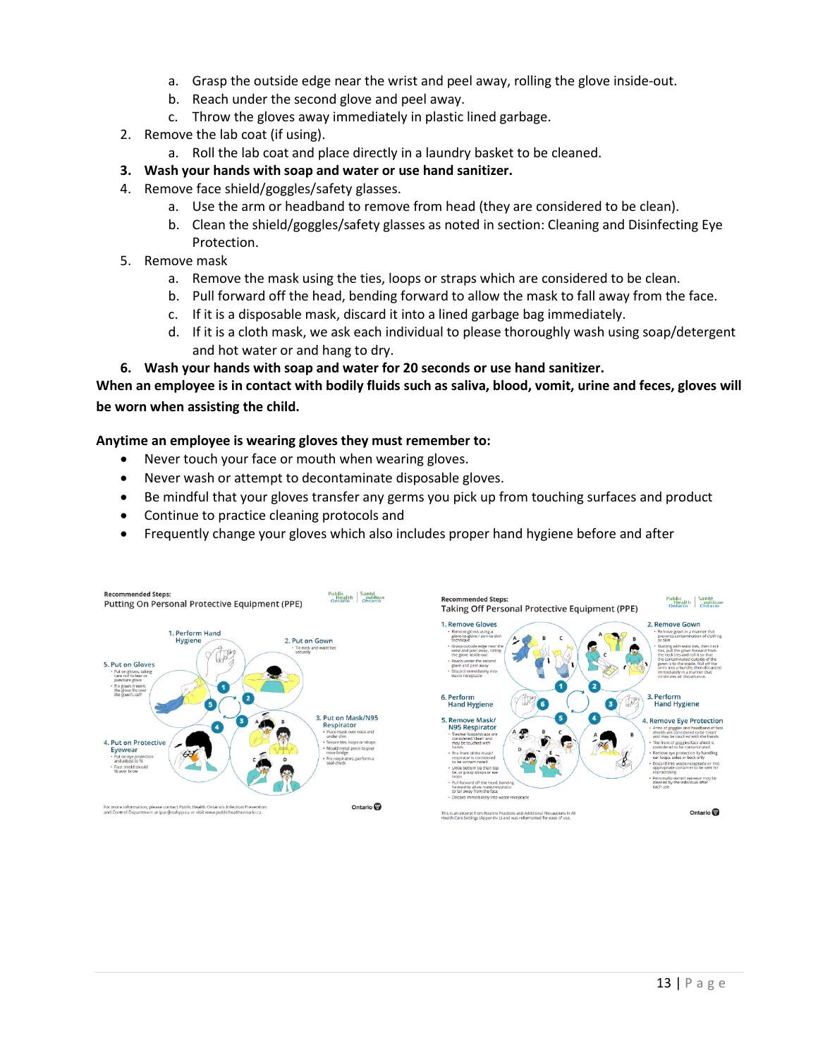a. Grasp the outside edge near the wrist and peel away, rolling the glove inside-out.
   b. Reach under the second glove and peel away.
   c. Throw the gloves away immediately in plastic lined garbage.
2. Remove the lab coat (if using).
   a. Roll the lab coat and place directly in a laundry basket to be cleaned.
3. **Wash your hands with soap and water or use hand sanitizer.**
4. Remove face shield/goggles/safety glasses.
   a. Use the arm or headband to remove from head (they are considered to be clean).
   b. Clean the shield/goggles/safety glasses as noted in section: Cleaning and Disinfecting Eye Protection.
5. Remove mask
   a. Remove the mask using the ties, loops or straps which are considered to be clean.
   b. Pull forward off the head, bending forward to allow the mask to fall away from the face.
   c. If it is a disposable mask, discard it into a lined garbage bag immediately.
   d. If it is a cloth mask, we ask each individual to please thoroughly wash using soap/detergent and hot water or and hang to dry.
6. **Wash your hands with soap and water for 20 seconds or use hand sanitizer.**

**When an employee is in contact with bodily fluids such as saliva, blood, vomit, urine and feces, gloves will be worn when assisting the child.**

**Anytime an employee is wearing gloves they must remember to:**

- Never touch your face or mouth when wearing gloves.
- Never wash or attempt to decontaminate disposable gloves.
- Be mindful that your gloves transfer any germs you pick up from touching surfaces and product
- Continue to practice cleaning protocols and
- Frequently change your gloves which also includes proper hand hygiene before and after

**Recommended Steps:**
Putting On Personal Protective Equipment (PPE)

1. Perform Hand Hygiene
2. Put on Gown
   - Tie neck and waist ties securely
3. Put on Mask/N95 Respirator
   - Place mask over nose and under chin
   - Secure ties, loops or straps
   - Mould metal piece to your nose bridge
   - For respirators, perform a seal-check
4. Put on Protective Eyewear
   - Put on eye protection and adjust to fit
   - Face shield should fit over brow
5. Put on Gloves
   - Put on gloves, taking care not to tear or puncture glove
   - If a gown is worn, the glove fits over the gown's cuff

For more information, please contact Public Health Ontario's Infection Prevention and Control Department at ipac@oahpp.ca or visit www.publichealthontario.ca.

**Recommended Steps:**
Taking Off Personal Protective Equipment (PPE)

1. Remove Gloves
   - Remove gloves using a glove-to-glove / skin-to-skin technique
   - Grasp outside edge near the wrist and peel away, rolling the glove inside-out
   - Reach under the second glove and peel away
   - Discard immediately into waste receptacle
2. Remove Gown
   - Remove gown in a manner that prevents contamination of clothing or skin
   - Starting with waist ties, then neck ties, pull the gown forward from the neck ties and roll it so that the contaminated outside of the gown is to the inside. Roll off the arms into a bundle, then discard immediately in a manner that minimizes air disturbance.
3. Perform Hand Hygiene
4. Remove Eye Protection
   - Arms of goggles and headband of face shields are considered to be 'clean' and may be touched with the hands
   - The front of goggles/face shield is considered to be contaminated
   - Remove eye protection by handling ear loops, sides or back only
   - Discard into waste receptacle or into appropriate container to be sent for reprocessing
   - Personally-owned eyewear may be cleaned by the individual after each use
5. Remove Mask/N95 Respirator
   - Ties/ear loops/straps are considered 'clean' and may be touched with hands
   - The front of the mask/respirator is considered to be contaminated
   - Untie bottom tie then top tie, or grasp straps or ear loops
   - Pull forward off the head, bending forward to allow mask/respirator to fall away from the face
   - Discard immediately into waste receptacle
6. Perform Hand Hygiene

This is an excerpt from Routine Practices and Additional Precautions in All Health Care Settings (Appendix L) and was reformatted for ease of use.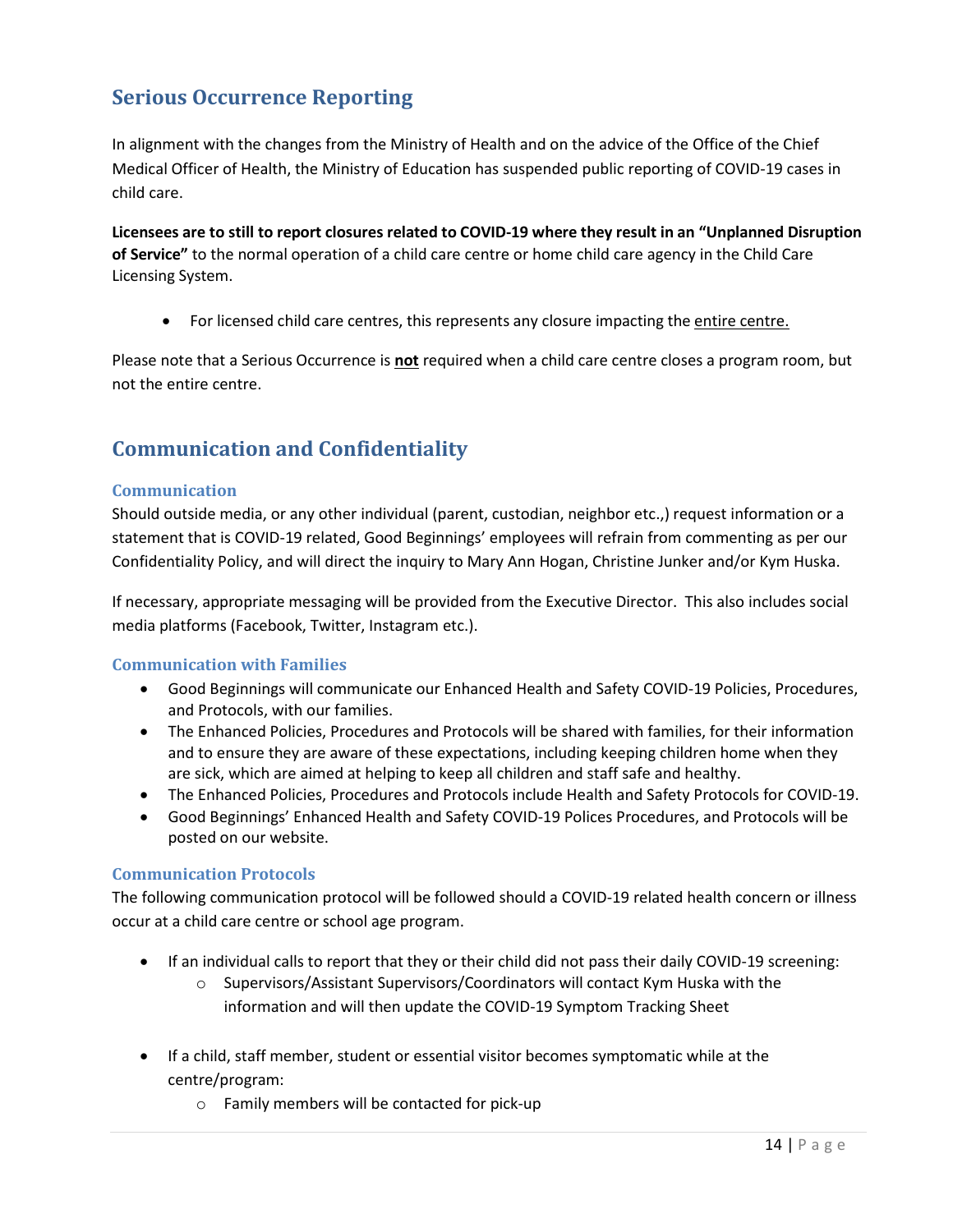## Serious Occurrence Reporting

In alignment with the changes from the Ministry of Health and on the advice of the Office of the Chief Medical Officer of Health, the Ministry of Education has suspended public reporting of COVID-19 cases in child care.

**Licensees are to still to report closures related to COVID-19 where they result in an "Unplanned Disruption of Service"** to the normal operation of a child care centre or home child care agency in the Child Care Licensing System.

- For licensed child care centres, this represents any closure impacting the entire centre.

Please note that a Serious Occurrence is **not** required when a child care centre closes a program room, but not the entire centre.

## Communication and Confidentiality

### Communication

Should outside media, or any other individual (parent, custodian, neighbor etc.,) request information or a statement that is COVID-19 related, Good Beginnings' employees will refrain from commenting as per our Confidentiality Policy, and will direct the inquiry to Mary Ann Hogan, Christine Junker and/or Kym Huska.

If necessary, appropriate messaging will be provided from the Executive Director. This also includes social media platforms (Facebook, Twitter, Instagram etc.).

### Communication with Families

- Good Beginnings will communicate our Enhanced Health and Safety COVID-19 Policies, Procedures, and Protocols, with our families.
- The Enhanced Policies, Procedures and Protocols will be shared with families, for their information and to ensure they are aware of these expectations, including keeping children home when they are sick, which are aimed at helping to keep all children and staff safe and healthy.
- The Enhanced Policies, Procedures and Protocols include Health and Safety Protocols for COVID-19.
- Good Beginnings' Enhanced Health and Safety COVID-19 Polices Procedures, and Protocols will be posted on our website.

### Communication Protocols

The following communication protocol will be followed should a COVID-19 related health concern or illness occur at a child care centre or school age program.

- If an individual calls to report that they or their child did not pass their daily COVID-19 screening:
  - Supervisors/Assistant Supervisors/Coordinators will contact Kym Huska with the information and will then update the COVID-19 Symptom Tracking Sheet

- If a child, staff member, student or essential visitor becomes symptomatic while at the centre/program:
  - Family members will be contacted for pick-up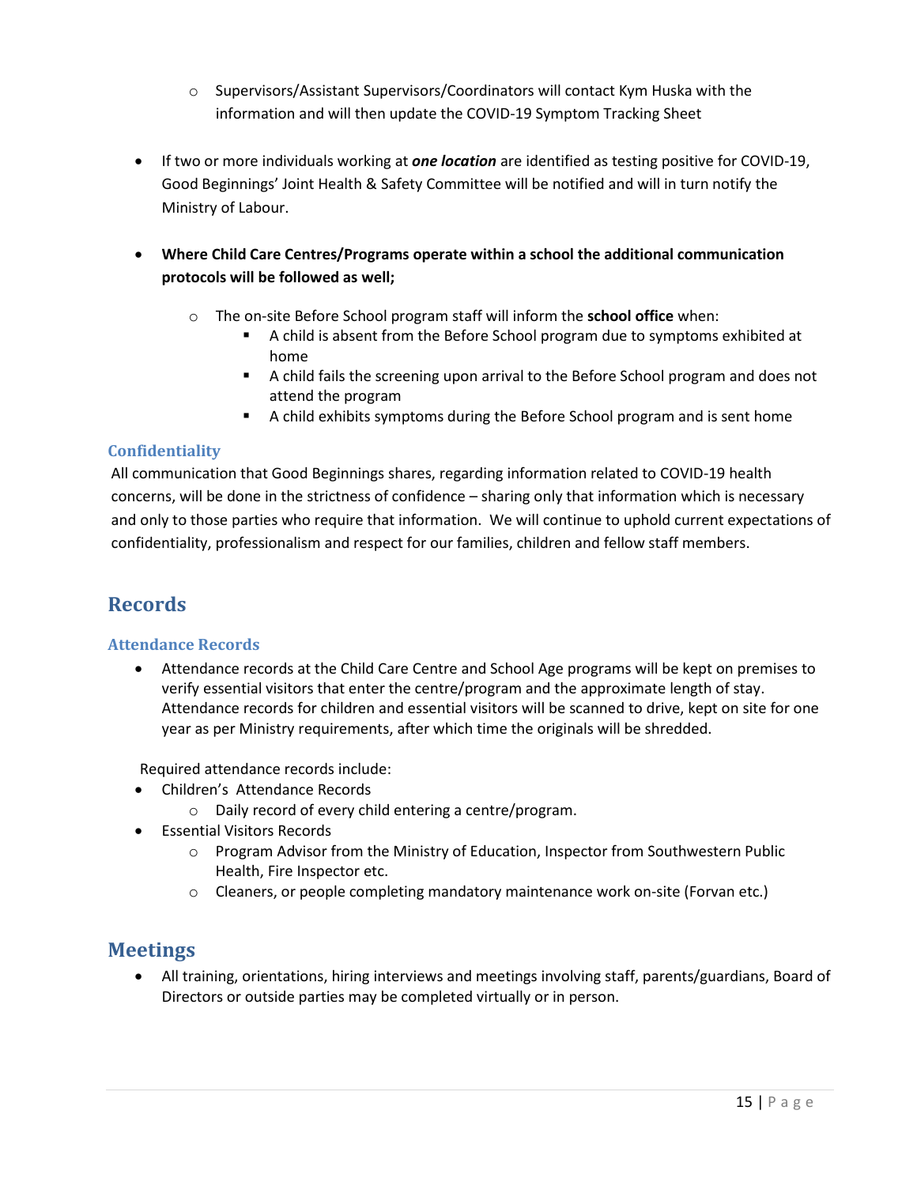- Supervisors/Assistant Supervisors/Coordinators will contact Kym Huska with the information and will then update the COVID-19 Symptom Tracking Sheet

- If two or more individuals working at ***one location*** are identified as testing positive for COVID-19, Good Beginnings' Joint Health & Safety Committee will be notified and will in turn notify the Ministry of Labour.

- **Where Child Care Centres/Programs operate within a school the additional communication protocols will be followed as well;**

  - The on-site Before School program staff will inform the **school office** when:
    - A child is absent from the Before School program due to symptoms exhibited at home
    - A child fails the screening upon arrival to the Before School program and does not attend the program
    - A child exhibits symptoms during the Before School program and is sent home

### Confidentiality

All communication that Good Beginnings shares, regarding information related to COVID-19 health concerns, will be done in the strictness of confidence – sharing only that information which is necessary and only to those parties who require that information. We will continue to uphold current expectations of confidentiality, professionalism and respect for our families, children and fellow staff members.

## Records

### Attendance Records

- Attendance records at the Child Care Centre and School Age programs will be kept on premises to verify essential visitors that enter the centre/program and the approximate length of stay. Attendance records for children and essential visitors will be scanned to drive, kept on site for one year as per Ministry requirements, after which time the originals will be shredded.

Required attendance records include:

- Children's Attendance Records
  - Daily record of every child entering a centre/program.
- Essential Visitors Records
  - Program Advisor from the Ministry of Education, Inspector from Southwestern Public Health, Fire Inspector etc.
  - Cleaners, or people completing mandatory maintenance work on-site (Forvan etc.)

## Meetings

- All training, orientations, hiring interviews and meetings involving staff, parents/guardians, Board of Directors or outside parties may be completed virtually or in person.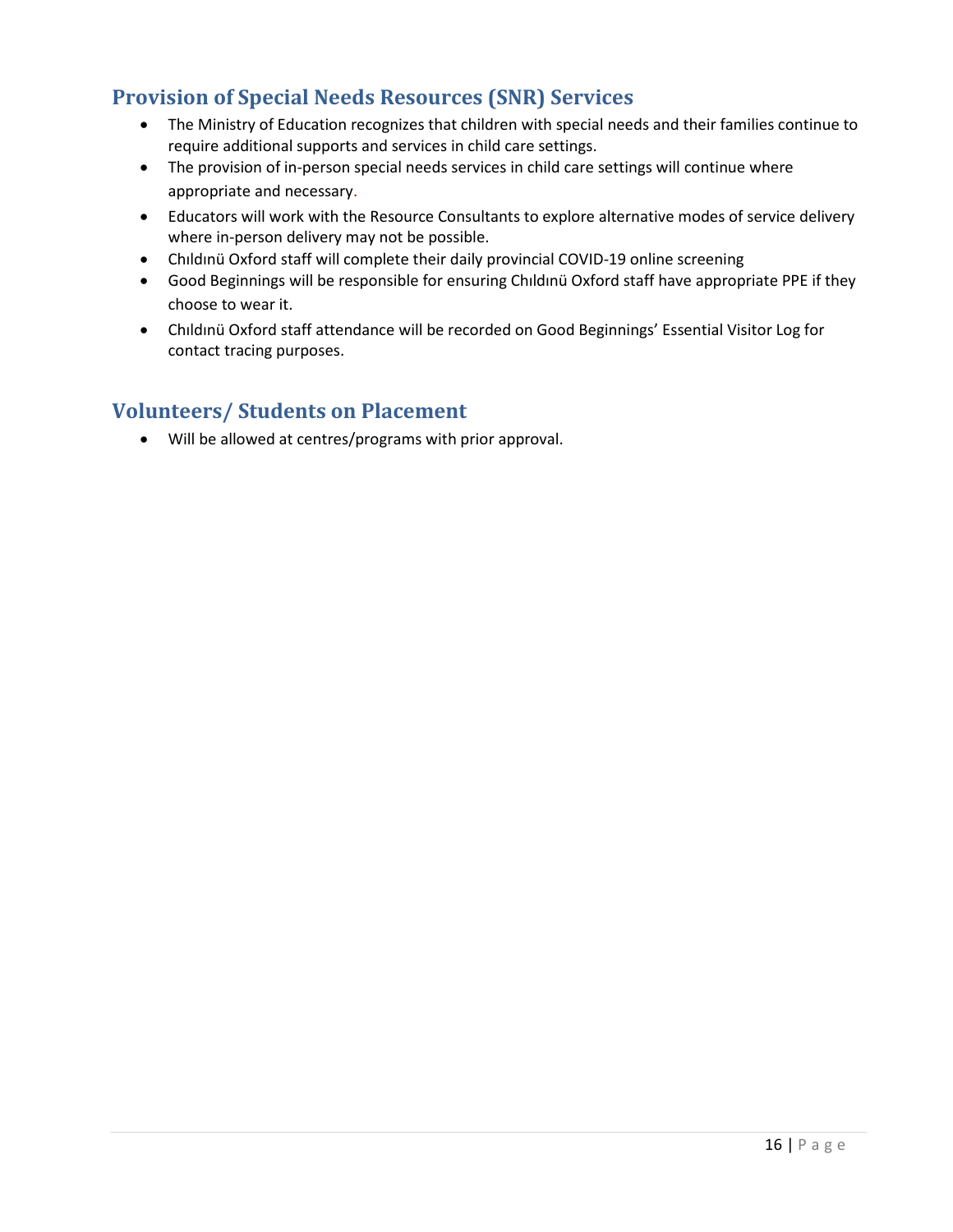## Provision of Special Needs Resources (SNR) Services

- The Ministry of Education recognizes that children with special needs and their families continue to require additional supports and services in child care settings.
- The provision of in-person special needs services in child care settings will continue where appropriate and necessary.
- Educators will work with the Resource Consultants to explore alternative modes of service delivery where in-person delivery may not be possible.
- Chıldınü Oxford staff will complete their daily provincial COVID-19 online screening
- Good Beginnings will be responsible for ensuring Chıldınü Oxford staff have appropriate PPE if they choose to wear it.
- Chıldınü Oxford staff attendance will be recorded on Good Beginnings' Essential Visitor Log for contact tracing purposes.

## Volunteers/ Students on Placement

- Will be allowed at centres/programs with prior approval.